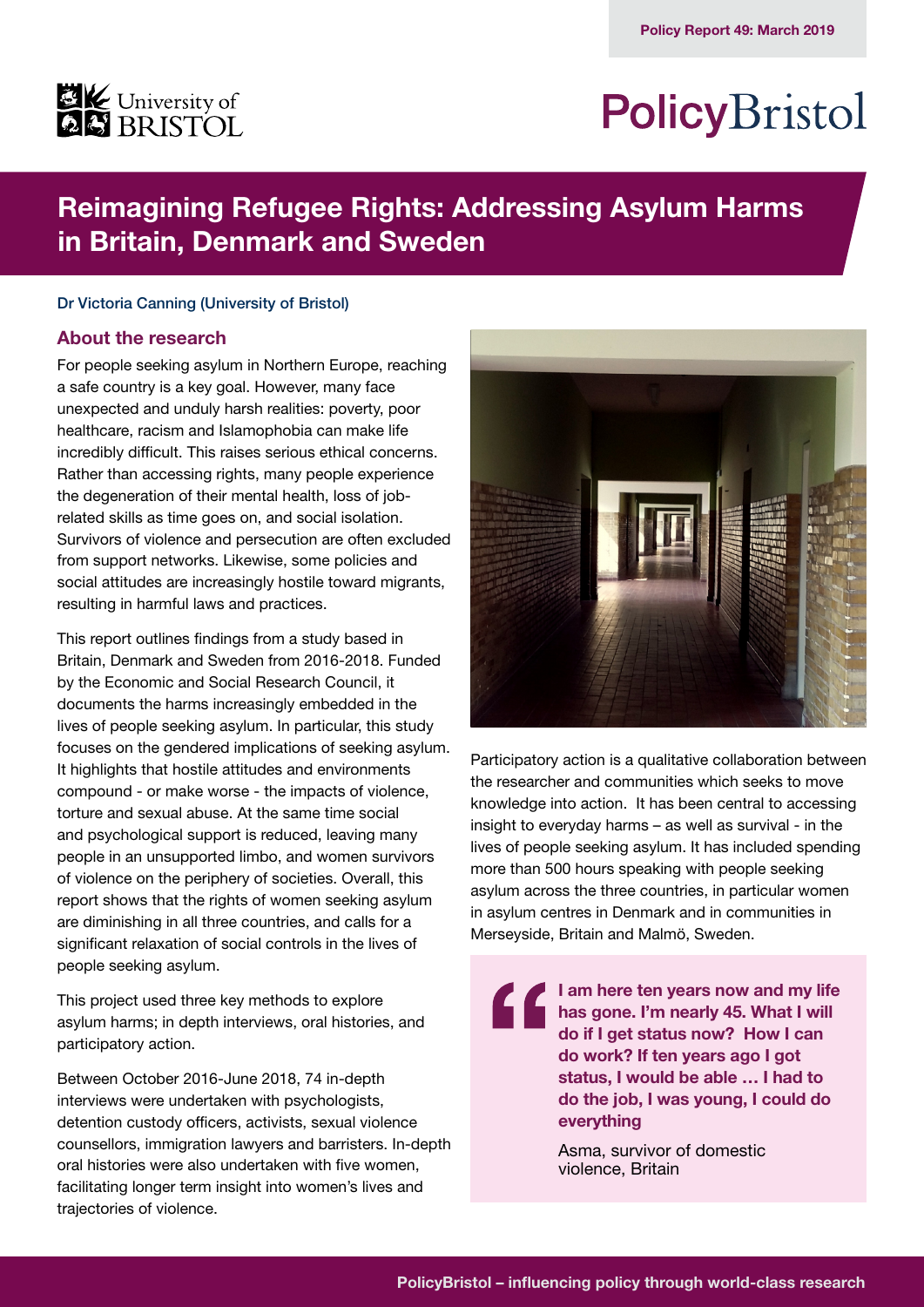Policy Report 49: March 2019

# Reimagining Refugee Rights: Addressing Asylum Harms in Britain, Denmark and Sweden

Dr Victoria Canning (University of Bristol)

## About the research

For people seeking asylum in Northern Europe, reaching a safe country is a key goal. However, many face unexpected and unduly harsh realities: poverty, poor healthcare, racism and Islamophobia can make life incredibly difficult. This raises serious ethical concerns. Rather than accessing rights, many people experience the degeneration of their mental health, loss of job-related skills as time goes on, and social isolation. Survivors of violence and persecution are often excluded from support networks. Likewise, some policies and social attitudes are increasingly hostile toward migrants, resulting in harmful laws and practices.

This report outlines findings from a study based in Britain, Denmark and Sweden from 2016-2018. Funded by the Economic and Social Research Council, it documents the harms increasingly embedded in the lives of people seeking asylum. In particular, this study focuses on the gendered implications of seeking asylum. It highlights that hostile attitudes and environments compound - or make worse - the impacts of violence, torture and sexual abuse. At the same time social and psychological support is reduced, leaving many people in an unsupported limbo, and women survivors of violence on the periphery of societies. Overall, this report shows that the rights of women seeking asylum are diminishing in all three countries, and calls for a significant relaxation of social controls in the lives of people seeking asylum.

This project used three key methods to explore asylum harms; in depth interviews, oral histories, and participatory action.

Between October 2016-June 2018, 74 in-depth interviews were undertaken with psychologists, detention custody officers, activists, sexual violence counsellors, immigration lawyers and barristers. In-depth oral histories were also undertaken with five women, facilitating longer term insight into women's lives and trajectories of violence.

Participatory action is a qualitative collaboration between the researcher and communities which seeks to move knowledge into action. It has been central to accessing insight to everyday harms – as well as survival - in the lives of people seeking asylum. It has included spending more than 500 hours speaking with people seeking asylum across the three countries, in particular women in asylum centres in Denmark and in communities in Merseyside, Britain and Malmö, Sweden.

> **I am here ten years now and my life has gone. I'm nearly 45. What I will do if I get status now? How I can do work? If ten years ago I got status, I would be able … I had to do the job, I was young, I could do everything**
>
> Asma, survivor of domestic violence, Britain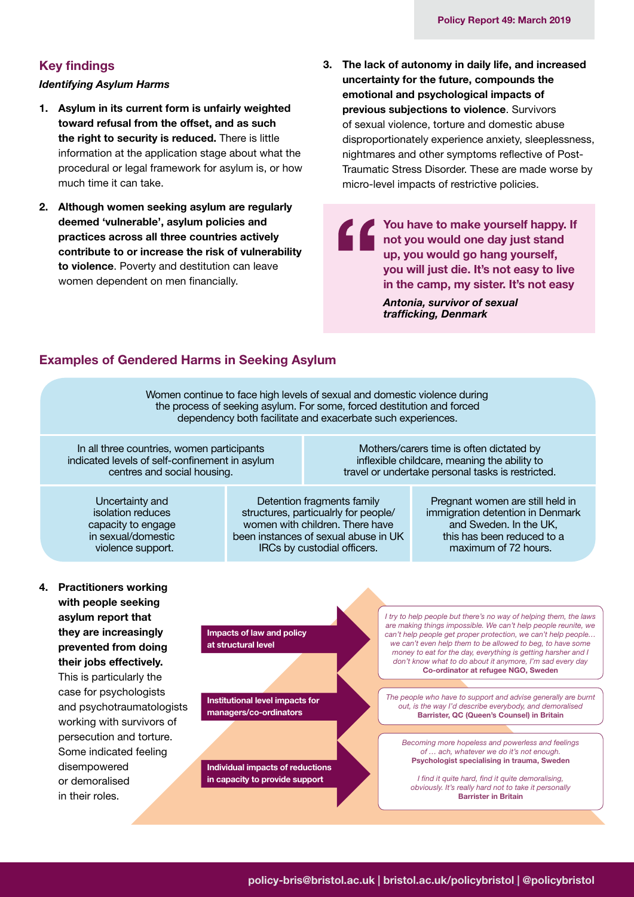## Key findings

### *Identifying Asylum Harms*

1. **Asylum in its current form is unfairly weighted toward refusal from the offset, and as such the right to security is reduced.** There is little information at the application stage about what the procedural or legal framework for asylum is, or how much time it can take.

2. **Although women seeking asylum are regularly deemed 'vulnerable', asylum policies and practices across all three countries actively contribute to or increase the risk of vulnerability to violence**. Poverty and destitution can leave women dependent on men financially.

3. **The lack of autonomy in daily life, and increased uncertainty for the future, compounds the emotional and psychological impacts of previous subjections to violence**. Survivors of sexual violence, torture and domestic abuse disproportionately experience anxiety, sleeplessness, nightmares and other symptoms reflective of Post-Traumatic Stress Disorder. These are made worse by micro-level impacts of restrictive policies.

> **You have to make yourself happy. If not you would one day just stand up, you would go hang yourself, you will just die. It's not easy to live in the camp, my sister. It's not easy**
>
> ***Antonia, survivor of sexual trafficking, Denmark***

## Examples of Gendered Harms in Seeking Asylum

Women continue to face high levels of sexual and domestic violence during the process of seeking asylum. For some, forced destitution and forced dependency both facilitate and exacerbate such experiences.

In all three countries, women participants indicated levels of self-confinement in asylum centres and social housing.

Mothers/carers time is often dictated by inflexible childcare, meaning the ability to travel or undertake personal tasks is restricted.

Uncertainty and isolation reduces capacity to engage in sexual/domestic violence support.

Detention fragments family structures, particualrly for people/ women with children. There have been instances of sexual abuse in UK IRCs by custodial officers.

Pregnant women are still held in immigration detention in Denmark and Sweden. In the UK, this has been reduced to a maximum of 72 hours.

4. **Practitioners working with people seeking asylum report that they are increasingly prevented from doing their jobs effectively.** This is particularly the case for psychologists and psychotraumatologists working with survivors of persecution and torture. Some indicated feeling disempowered or demoralised in their roles.

**Impacts of law and policy at structural level**

*I try to help people but there's no way of helping them, the laws are making things impossible. We can't help people reunite, we can't help people get proper protection, we can't help people… we can't even help them to be allowed to beg, to have some money to eat for the day, everything is getting harsher and I don't know what to do about it anymore, I'm sad every day*
**Co-ordinator at refugee NGO, Sweden**

**Institutional level impacts for managers/co-ordinators**

*The people who have to support and advise generally are burnt out, is the way I'd describe everybody, and demoralised*
**Barrister, QC (Queen's Counsel) in Britain**

**Individual impacts of reductions in capacity to provide support**

*Becoming more hopeless and powerless and feelings of … ach, whatever we do it's not enough.*
**Psychologist specialising in trauma, Sweden**

*I find it quite hard, find it quite demoralising, obviously. It's really hard not to take it personally*
**Barrister in Britain**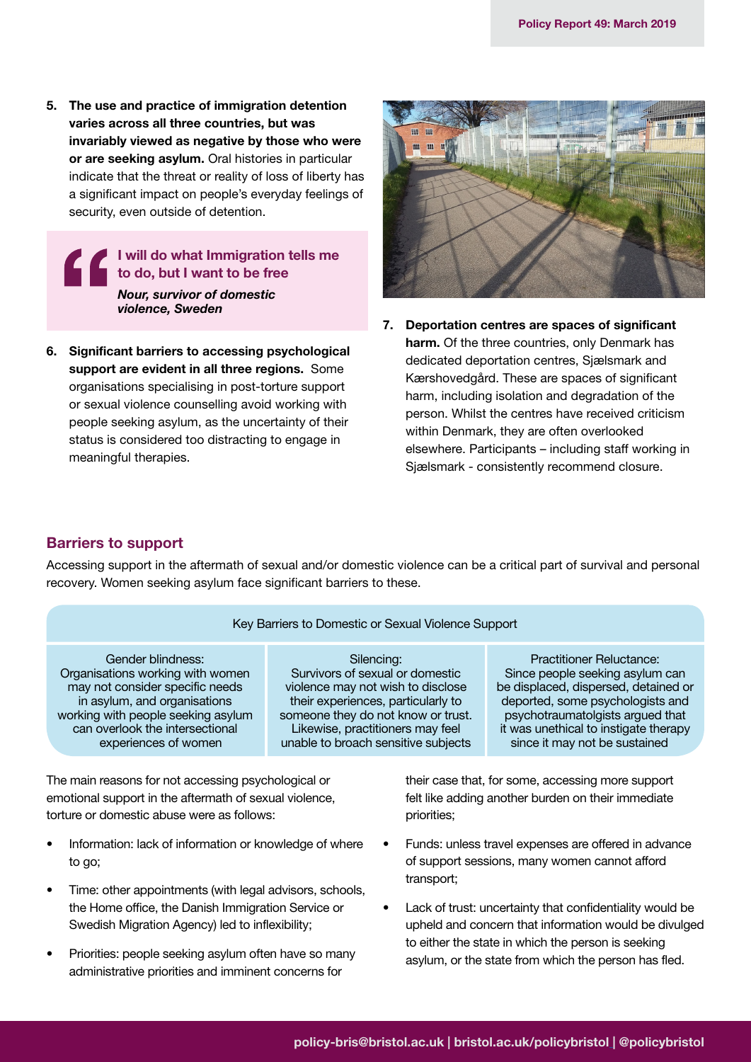5. **The use and practice of immigration detention varies across all three countries, but was invariably viewed as negative by those who were or are seeking asylum.** Oral histories in particular indicate that the threat or reality of loss of liberty has a significant impact on people's everyday feelings of security, even outside of detention.

> **I will do what Immigration tells me to do, but I want to be free**
>
> ***Nour, survivor of domestic violence, Sweden***

6. **Significant barriers to accessing psychological support are evident in all three regions.** Some organisations specialising in post-torture support or sexual violence counselling avoid working with people seeking asylum, as the uncertainty of their status is considered too distracting to engage in meaningful therapies.

7. **Deportation centres are spaces of significant harm.** Of the three countries, only Denmark has dedicated deportation centres, Sjælsmark and Kærshovedgård. These are spaces of significant harm, including isolation and degradation of the person. Whilst the centres have received criticism within Denmark, they are often overlooked elsewhere. Participants – including staff working in Sjælsmark - consistently recommend closure.

## Barriers to support

Accessing support in the aftermath of sexual and/or domestic violence can be a critical part of survival and personal recovery. Women seeking asylum face significant barriers to these.

| Key Barriers to Domestic or Sexual Violence Support | | |
|---|---|---|
| Gender blindness: Organisations working with women may not consider specific needs in asylum, and organisations working with people seeking asylum can overlook the intersectional experiences of women | Silencing: Survivors of sexual or domestic violence may not wish to disclose their experiences, particularly to someone they do not know or trust. Likewise, practitioners may feel unable to broach sensitive subjects | Practitioner Reluctance: Since people seeking asylum can be displaced, dispersed, detained or deported, some psychologists and psychotraumatolgists argued that it was unethical to instigate therapy since it may not be sustained |

The main reasons for not accessing psychological or emotional support in the aftermath of sexual violence, torture or domestic abuse were as follows:

- Information: lack of information or knowledge of where to go;
- Time: other appointments (with legal advisors, schools, the Home office, the Danish Immigration Service or Swedish Migration Agency) led to inflexibility;
- Priorities: people seeking asylum often have so many administrative priorities and imminent concerns for their case that, for some, accessing more support felt like adding another burden on their immediate priorities;
- Funds: unless travel expenses are offered in advance of support sessions, many women cannot afford transport;
- Lack of trust: uncertainty that confidentiality would be upheld and concern that information would be divulged to either the state in which the person is seeking asylum, or the state from which the person has fled.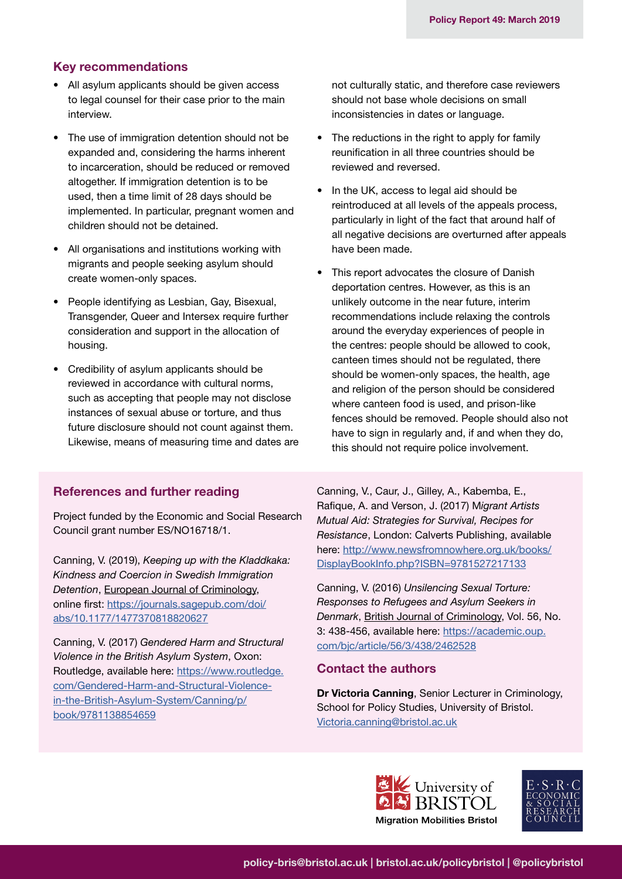## Key recommendations

- All asylum applicants should be given access to legal counsel for their case prior to the main interview.
- The use of immigration detention should not be expanded and, considering the harms inherent to incarceration, should be reduced or removed altogether. If immigration detention is to be used, then a time limit of 28 days should be implemented. In particular, pregnant women and children should not be detained.
- All organisations and institutions working with migrants and people seeking asylum should create women-only spaces.
- People identifying as Lesbian, Gay, Bisexual, Transgender, Queer and Intersex require further consideration and support in the allocation of housing.
- Credibility of asylum applicants should be reviewed in accordance with cultural norms, such as accepting that people may not disclose instances of sexual abuse or torture, and thus future disclosure should not count against them. Likewise, means of measuring time and dates are not culturally static, and therefore case reviewers should not base whole decisions on small inconsistencies in dates or language.
- The reductions in the right to apply for family reunification in all three countries should be reviewed and reversed.
- In the UK, access to legal aid should be reintroduced at all levels of the appeals process, particularly in light of the fact that around half of all negative decisions are overturned after appeals have been made.
- This report advocates the closure of Danish deportation centres. However, as this is an unlikely outcome in the near future, interim recommendations include relaxing the controls around the everyday experiences of people in the centres: people should be allowed to cook, canteen times should not be regulated, there should be women-only spaces, the health, age and religion of the person should be considered where canteen food is used, and prison-like fences should be removed. People should also not have to sign in regularly and, if and when they do, this should not require police involvement.

## References and further reading

Project funded by the Economic and Social Research Council grant number ES/NO16718/1.

Canning, V. (2019), *Keeping up with the Kladdkaka: Kindness and Coercion in Swedish Immigration Detention*, European Journal of Criminology, online first: https://journals.sagepub.com/doi/abs/10.1177/1477370818820627

Canning, V. (2017) *Gendered Harm and Structural Violence in the British Asylum System*, Oxon: Routledge, available here: https://www.routledge.com/Gendered-Harm-and-Structural-Violence-in-the-British-Asylum-System/Canning/p/book/9781138854659

Canning, V., Caur, J., Gilley, A., Kabemba, E., Rafique, A. and Verson, J. (2017) *Migrant Artists Mutual Aid: Strategies for Survival, Recipes for Resistance*, London: Calverts Publishing, available here: http://www.newsfromnowhere.org.uk/books/DisplayBookInfo.php?ISBN=9781527217133

Canning, V. (2016) *Unsilencing Sexual Torture: Responses to Refugees and Asylum Seekers in Denmark*, British Journal of Criminology, Vol. 56, No. 3: 438-456, available here: https://academic.oup.com/bjc/article/56/3/438/2462528

## Contact the authors

**Dr Victoria Canning**, Senior Lecturer in Criminology, School for Policy Studies, University of Bristol. Victoria.canning@bristol.ac.uk

Migration Mobilities Bristol

policy-bris@bristol.ac.uk | bristol.ac.uk/policybristol | @policybristol